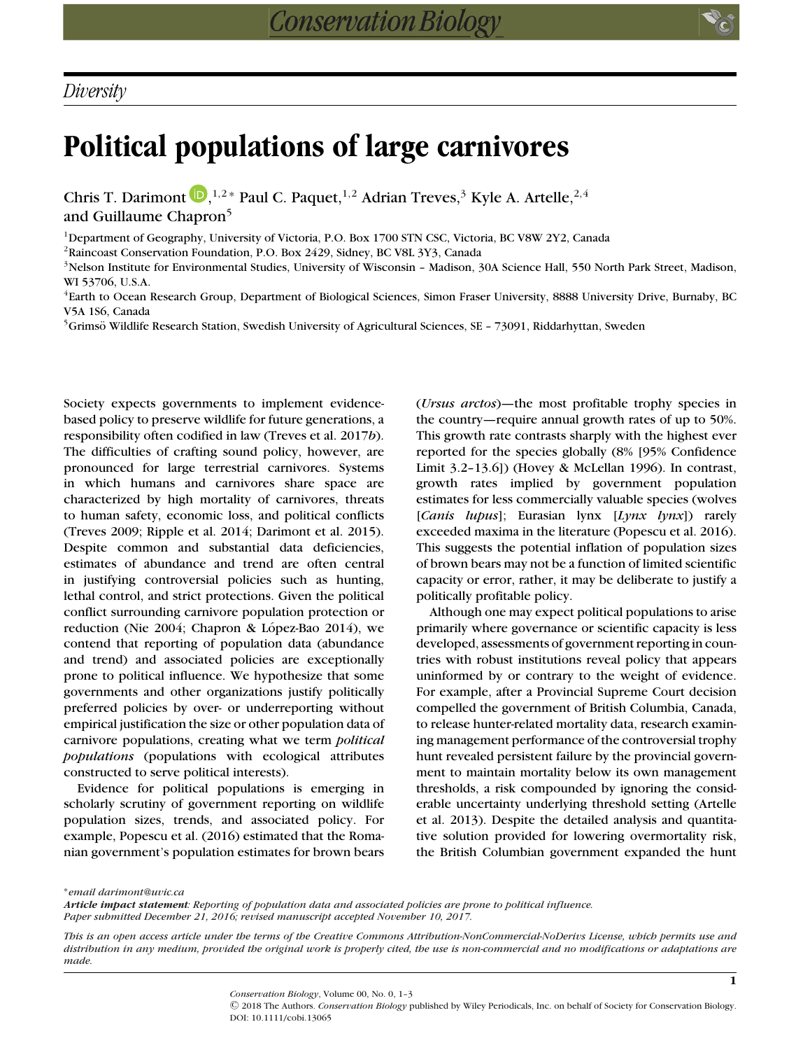*Diversity*

# Political populations of large carnivores

Chris T. Darimont[1,2]*, Paul C. Paquet[1,2], Adrian Treves[3], Kyle A. Artelle[2,4] and Guillaume Chapron[5]

[1]Department of Geography, University of Victoria, P.O. Box 1700 STN CSC, Victoria, BC V8W 2Y2, Canada
[2]Raincoast Conservation Foundation, P.O. Box 2429, Sidney, BC V8L 3Y3, Canada
[3]Nelson Institute for Environmental Studies, University of Wisconsin – Madison, 30A Science Hall, 550 North Park Street, Madison, WI 53706, U.S.A.
[4]Earth to Ocean Research Group, Department of Biological Sciences, Simon Fraser University, 8888 University Drive, Burnaby, BC V5A 1S6, Canada
[5]Grimsö Wildlife Research Station, Swedish University of Agricultural Sciences, SE – 73091, Riddarhyttan, Sweden

Society expects governments to implement evidence-based policy to preserve wildlife for future generations, a responsibility often codified in law (Treves et al. 2017*b*). The difficulties of crafting sound policy, however, are pronounced for large terrestrial carnivores. Systems in which humans and carnivores share space are characterized by high mortality of carnivores, threats to human safety, economic loss, and political conflicts (Treves 2009; Ripple et al. 2014; Darimont et al. 2015). Despite common and substantial data deficiencies, estimates of abundance and trend are often central in justifying controversial policies such as hunting, lethal control, and strict protections. Given the political conflict surrounding carnivore population protection or reduction (Nie 2004; Chapron & López-Bao 2014), we contend that reporting of population data (abundance and trend) and associated policies are exceptionally prone to political influence. We hypothesize that some governments and other organizations justify politically preferred policies by over- or underreporting without empirical justification the size or other population data of carnivore populations, creating what we term *political populations* (populations with ecological attributes constructed to serve political interests).

Evidence for political populations is emerging in scholarly scrutiny of government reporting on wildlife population sizes, trends, and associated policy. For example, Popescu et al. (2016) estimated that the Romanian government's population estimates for brown bears (*Ursus arctos*)—the most profitable trophy species in the country—require annual growth rates of up to 50%. This growth rate contrasts sharply with the highest ever reported for the species globally (8% [95% Confidence Limit 3.2–13.6]) (Hovey & McLellan 1996). In contrast, growth rates implied by government population estimates for less commercially valuable species (wolves [*Canis lupus*]; Eurasian lynx [*Lynx lynx*]) rarely exceeded maxima in the literature (Popescu et al. 2016). This suggests the potential inflation of population sizes of brown bears may not be a function of limited scientific capacity or error, rather, it may be deliberate to justify a politically profitable policy.

Although one may expect political populations to arise primarily where governance or scientific capacity is less developed, assessments of government reporting in countries with robust institutions reveal policy that appears uninformed by or contrary to the weight of evidence. For example, after a Provincial Supreme Court decision compelled the government of British Columbia, Canada, to release hunter-related mortality data, research examining management performance of the controversial trophy hunt revealed persistent failure by the provincial government to maintain mortality below its own management thresholds, a risk compounded by ignoring the considerable uncertainty underlying threshold setting (Artelle et al. 2013). Despite the detailed analysis and quantitative solution provided for lowering overmortality risk, the British Columbian government expanded the hunt

*email darimont@uvic.ca
***Article impact statement**: *Reporting of population data and associated policies are prone to political influence.*
*Paper submitted December 21, 2016; revised manuscript accepted November 10, 2017.*

*This is an open access article under the terms of the Creative Commons Attribution-NonCommercial-NoDerivs License, which permits use and distribution in any medium, provided the original work is properly cited, the use is non-commercial and no modifications or adaptations are made.*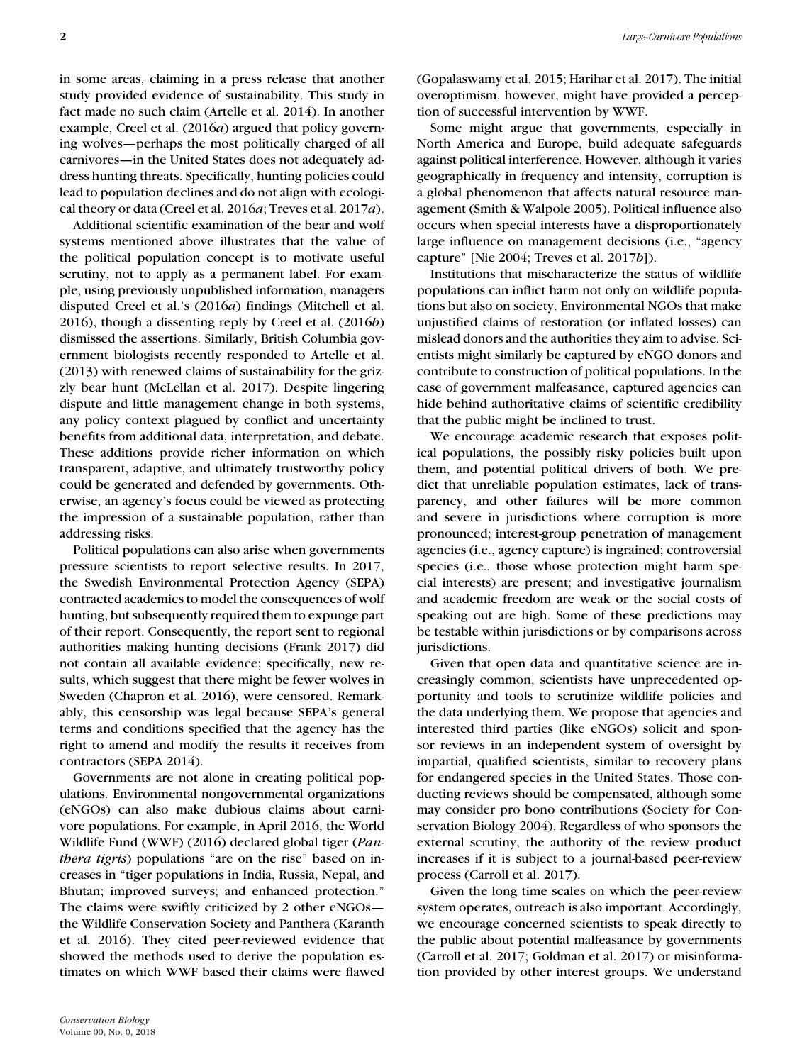in some areas, claiming in a press release that another study provided evidence of sustainability. This study in fact made no such claim (Artelle et al. 2014). In another example, Creel et al. (2016*a*) argued that policy governing wolves—perhaps the most politically charged of all carnivores—in the United States does not adequately address hunting threats. Specifically, hunting policies could lead to population declines and do not align with ecological theory or data (Creel et al. 2016*a*; Treves et al. 2017*a*).

Additional scientific examination of the bear and wolf systems mentioned above illustrates that the value of the political population concept is to motivate useful scrutiny, not to apply as a permanent label. For example, using previously unpublished information, managers disputed Creel et al.'s (2016*a*) findings (Mitchell et al. 2016), though a dissenting reply by Creel et al. (2016*b*) dismissed the assertions. Similarly, British Columbia government biologists recently responded to Artelle et al. (2013) with renewed claims of sustainability for the grizzly bear hunt (McLellan et al. 2017). Despite lingering dispute and little management change in both systems, any policy context plagued by conflict and uncertainty benefits from additional data, interpretation, and debate. These additions provide richer information on which transparent, adaptive, and ultimately trustworthy policy could be generated and defended by governments. Otherwise, an agency's focus could be viewed as protecting the impression of a sustainable population, rather than addressing risks.

Political populations can also arise when governments pressure scientists to report selective results. In 2017, the Swedish Environmental Protection Agency (SEPA) contracted academics to model the consequences of wolf hunting, but subsequently required them to expunge part of their report. Consequently, the report sent to regional authorities making hunting decisions (Frank 2017) did not contain all available evidence; specifically, new results, which suggest that there might be fewer wolves in Sweden (Chapron et al. 2016), were censored. Remarkably, this censorship was legal because SEPA's general terms and conditions specified that the agency has the right to amend and modify the results it receives from contractors (SEPA 2014).

Governments are not alone in creating political populations. Environmental nongovernmental organizations (eNGOs) can also make dubious claims about carnivore populations. For example, in April 2016, the World Wildlife Fund (WWF) (2016) declared global tiger (*Panthera tigris*) populations "are on the rise" based on increases in "tiger populations in India, Russia, Nepal, and Bhutan; improved surveys; and enhanced protection." The claims were swiftly criticized by 2 other eNGOs—the Wildlife Conservation Society and Panthera (Karanth et al. 2016). They cited peer-reviewed evidence that showed the methods used to derive the population estimates on which WWF based their claims were flawed (Gopalaswamy et al. 2015; Harihar et al. 2017). The initial overoptimism, however, might have provided a perception of successful intervention by WWF.

Some might argue that governments, especially in North America and Europe, build adequate safeguards against political interference. However, although it varies geographically in frequency and intensity, corruption is a global phenomenon that affects natural resource management (Smith & Walpole 2005). Political influence also occurs when special interests have a disproportionately large influence on management decisions (i.e., "agency capture" [Nie 2004; Treves et al. 2017*b*]).

Institutions that mischaracterize the status of wildlife populations can inflict harm not only on wildlife populations but also on society. Environmental NGOs that make unjustified claims of restoration (or inflated losses) can mislead donors and the authorities they aim to advise. Scientists might similarly be captured by eNGO donors and contribute to construction of political populations. In the case of government malfeasance, captured agencies can hide behind authoritative claims of scientific credibility that the public might be inclined to trust.

We encourage academic research that exposes political populations, the possibly risky policies built upon them, and potential political drivers of both. We predict that unreliable population estimates, lack of transparency, and other failures will be more common and severe in jurisdictions where corruption is more pronounced; interest-group penetration of management agencies (i.e., agency capture) is ingrained; controversial species (i.e., those whose protection might harm special interests) are present; and investigative journalism and academic freedom are weak or the social costs of speaking out are high. Some of these predictions may be testable within jurisdictions or by comparisons across jurisdictions.

Given that open data and quantitative science are increasingly common, scientists have unprecedented opportunity and tools to scrutinize wildlife policies and the data underlying them. We propose that agencies and interested third parties (like eNGOs) solicit and sponsor reviews in an independent system of oversight by impartial, qualified scientists, similar to recovery plans for endangered species in the United States. Those conducting reviews should be compensated, although some may consider pro bono contributions (Society for Conservation Biology 2004). Regardless of who sponsors the external scrutiny, the authority of the review product increases if it is subject to a journal-based peer-review process (Carroll et al. 2017).

Given the long time scales on which the peer-review system operates, outreach is also important. Accordingly, we encourage concerned scientists to speak directly to the public about potential malfeasance by governments (Carroll et al. 2017; Goldman et al. 2017) or misinformation provided by other interest groups. We understand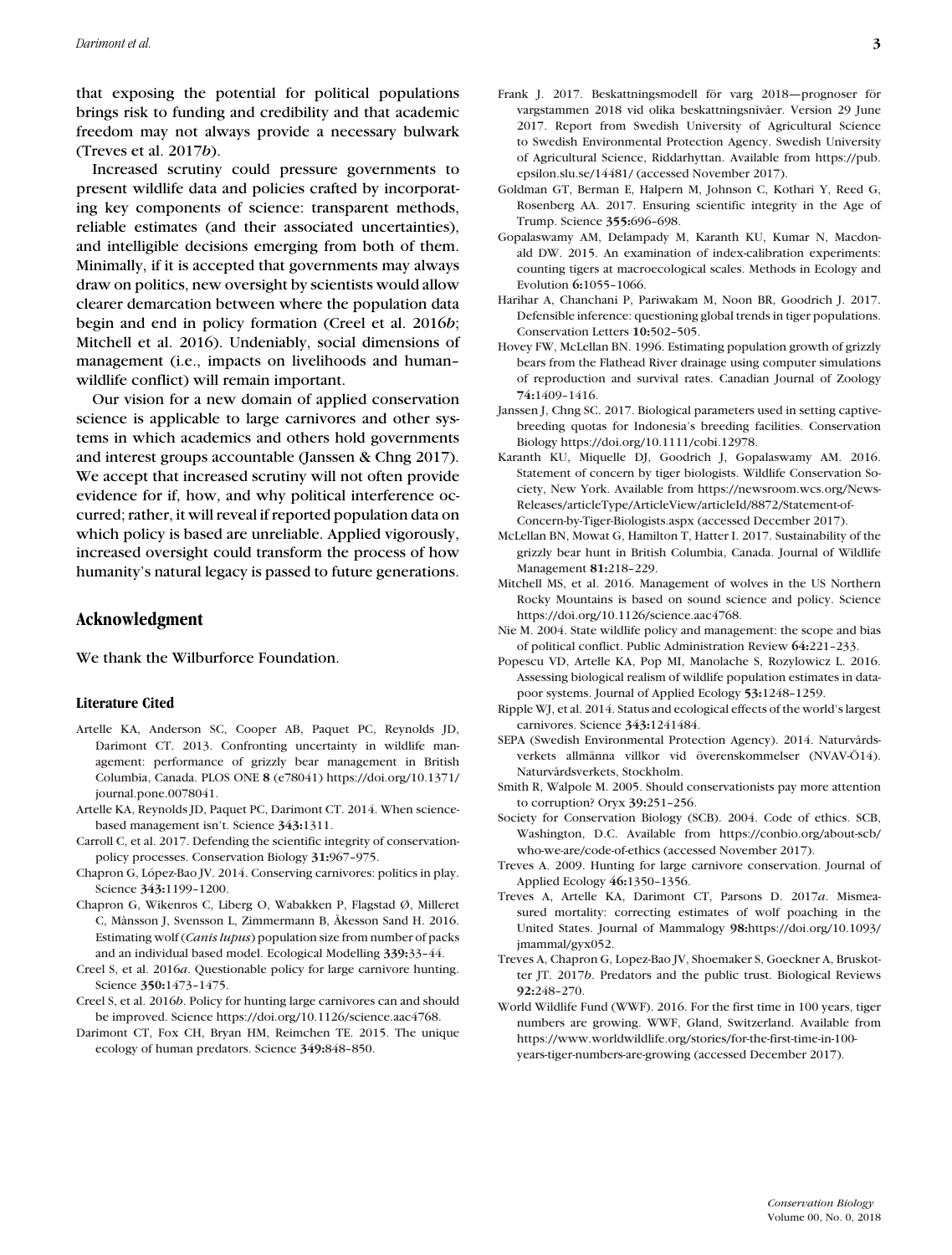that exposing the potential for political populations brings risk to funding and credibility and that academic freedom may not always provide a necessary bulwark (Treves et al. 2017*b*).

Increased scrutiny could pressure governments to present wildlife data and policies crafted by incorporating key components of science: transparent methods, reliable estimates (and their associated uncertainties), and intelligible decisions emerging from both of them. Minimally, if it is accepted that governments may always draw on politics, new oversight by scientists would allow clearer demarcation between where the population data begin and end in policy formation (Creel et al. 2016*b*; Mitchell et al. 2016). Undeniably, social dimensions of management (i.e., impacts on livelihoods and human–wildlife conflict) will remain important.

Our vision for a new domain of applied conservation science is applicable to large carnivores and other systems in which academics and others hold governments and interest groups accountable (Janssen & Chng 2017). We accept that increased scrutiny will not often provide evidence for if, how, and why political interference occurred; rather, it will reveal if reported population data on which policy is based are unreliable. Applied vigorously, increased oversight could transform the process of how humanity's natural legacy is passed to future generations.

## Acknowledgment

We thank the Wilburforce Foundation.

### Literature Cited

Artelle KA, Anderson SC, Cooper AB, Paquet PC, Reynolds JD, Darimont CT. 2013. Confronting uncertainty in wildlife management: performance of grizzly bear management in British Columbia, Canada. PLOS ONE **8** (e78041) https://doi.org/10.1371/journal.pone.0078041.

Artelle KA, Reynolds JD, Paquet PC, Darimont CT. 2014. When science-based management isn't. Science **343:**1311.

Carroll C, et al. 2017. Defending the scientific integrity of conservation-policy processes. Conservation Biology **31:**967–975.

Chapron G, López-Bao JV. 2014. Conserving carnivores: politics in play. Science **343:**1199–1200.

Chapron G, Wikenros C, Liberg O, Wabakken P, Flagstad Ø, Milleret C, Månsson J, Svensson L, Zimmermann B, Åkesson Sand H. 2016. Estimating wolf (*Canis lupus*) population size from number of packs and an individual based model. Ecological Modelling **339:**33–44.

Creel S, et al. 2016*a*. Questionable policy for large carnivore hunting. Science **350:**1473–1475.

Creel S, et al. 2016*b*. Policy for hunting large carnivores can and should be improved. Science https://doi.org/10.1126/science.aac4768.

Darimont CT, Fox CH, Bryan HM, Reimchen TE. 2015. The unique ecology of human predators. Science **349:**848–850.

Frank J. 2017. Beskattningsmodell för varg 2018—prognoser för vargstammen 2018 vid olika beskattningsnivåer. Version 29 June 2017. Report from Swedish University of Agricultural Science to Swedish Environmental Protection Agency. Swedish University of Agricultural Science, Riddarhyttan. Available from https://pub.epsilon.slu.se/14481/ (accessed November 2017).

Goldman GT, Berman E, Halpern M, Johnson C, Kothari Y, Reed G, Rosenberg AA. 2017. Ensuring scientific integrity in the Age of Trump. Science **355:**696–698.

Gopalaswamy AM, Delampady M, Karanth KU, Kumar N, Macdonald DW. 2015. An examination of index-calibration experiments: counting tigers at macroecological scales. Methods in Ecology and Evolution **6:**1055–1066.

Harihar A, Chanchani P, Pariwakam M, Noon BR, Goodrich J. 2017. Defensible inference: questioning global trends in tiger populations. Conservation Letters **10:**502–505.

Hovey FW, McLellan BN. 1996. Estimating population growth of grizzly bears from the Flathead River drainage using computer simulations of reproduction and survival rates. Canadian Journal of Zoology **74:**1409–1416.

Janssen J, Chng SC. 2017. Biological parameters used in setting captive-breeding quotas for Indonesia's breeding facilities. Conservation Biology https://doi.org/10.1111/cobi.12978.

Karanth KU, Miquelle DJ, Goodrich J, Gopalaswamy AM. 2016. Statement of concern by tiger biologists. Wildlife Conservation Society, New York. Available from https://newsroom.wcs.org/News-Releases/articleType/ArticleView/articleId/8872/Statement-of-Concern-by-Tiger-Biologists.aspx (accessed December 2017).

McLellan BN, Mowat G, Hamilton T, Hatter I. 2017. Sustainability of the grizzly bear hunt in British Columbia, Canada. Journal of Wildlife Management **81:**218–229.

Mitchell MS, et al. 2016. Management of wolves in the US Northern Rocky Mountains is based on sound science and policy. Science https://doi.org/10.1126/science.aac4768.

Nie M. 2004. State wildlife policy and management: the scope and bias of political conflict. Public Administration Review **64:**221–233.

Popescu VD, Artelle KA, Pop MI, Manolache S, Rozylowicz L. 2016. Assessing biological realism of wildlife population estimates in data-poor systems. Journal of Applied Ecology **53:**1248–1259.

Ripple WJ, et al. 2014. Status and ecological effects of the world's largest carnivores. Science **343:**1241484.

SEPA (Swedish Environmental Protection Agency). 2014. Naturvårdsverkets allmänna villkor vid överenskommelser (NVAV-Ö14). Naturvårdsverkets, Stockholm.

Smith R, Walpole M. 2005. Should conservationists pay more attention to corruption? Oryx **39:**251–256.

Society for Conservation Biology (SCB). 2004. Code of ethics. SCB, Washington, D.C. Available from https://conbio.org/about-scb/who-we-are/code-of-ethics (accessed November 2017).

Treves A. 2009. Hunting for large carnivore conservation. Journal of Applied Ecology **46:**1350–1356.

Treves A, Artelle KA, Darimont CT, Parsons D. 2017*a*. Mismeasured mortality: correcting estimates of wolf poaching in the United States. Journal of Mammalogy **98:**https://doi.org/10.1093/jmammal/gyx052.

Treves A, Chapron G, Lopez-Bao JV, Shoemaker S, Goeckner A, Bruskotter JT. 2017*b*. Predators and the public trust. Biological Reviews **92:**248–270.

World Wildlife Fund (WWF). 2016. For the first time in 100 years, tiger numbers are growing. WWF, Gland, Switzerland. Available from https://www.worldwildlife.org/stories/for-the-first-time-in-100-years-tiger-numbers-are-growing (accessed December 2017).